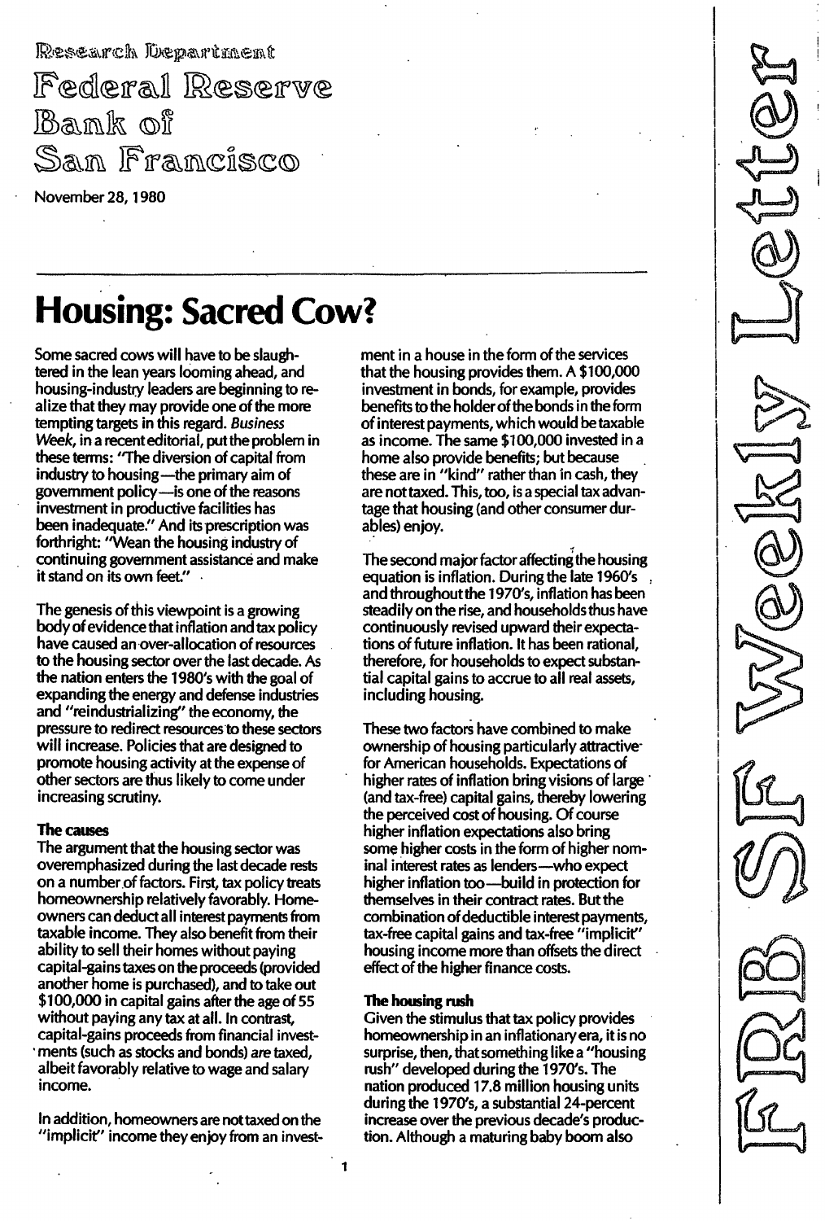Research Department

Federal Reserve Bank of San Francisco

November 28, 1980

FRBSF Weekly Letter

# Housing: Sacred Cow?

Some sacred cows will have to be slaughtered in the lean years looming ahead, and housing-industry leaders are beginning to realize that they may provide one of the more tempting targets in this regard. *Business Week*, in a recent editorial, put the problem in these terms: "The diversion of capital from industry to housing—the primary aim of government policy—is one of the reasons investment in productive facilities has been inadequate." And its prescription was forthright: "Wean the housing industry of continuing government assistance and make it stand on its own feet."

The genesis of this viewpoint is a growing body of evidence that inflation and tax policy have caused an over-allocation of resources to the housing sector over the last decade. As the nation enters the 1980's with the goal of expanding the energy and defense industries and "reindustrializing" the economy, the pressure to redirect resources to these sectors will increase. Policies that are designed to promote housing activity at the expense of other sectors are thus likely to come under increasing scrutiny.

## The causes

The argument that the housing sector was overemphasized during the last decade rests on a number of factors. First, tax policy treats homeownership relatively favorably. Homeowners can deduct all interest payments from taxable income. They also benefit from their ability to sell their homes without paying capital-gains taxes on the proceeds (provided another home is purchased), and to take out \$100,000 in capital gains after the age of 55 without paying any tax at all. In contrast, capital-gains proceeds from financial investments (such as stocks and bonds) *are* taxed, albeit favorably relative to wage and salary income.

In addition, homeowners are not taxed on the "implicit" income they enjoy from an investment in a house in the form of the services that the housing provides them. A \$100,000 investment in bonds, for example, provides benefits to the holder of the bonds in the form of interest payments, which would be taxable as income. The same \$100,000 invested in a home also provide benefits; but because these are in "kind" rather than in cash, they are not taxed. This, too, is a special tax advantage that housing (and other consumer durables) enjoy.

The second major factor affecting the housing equation is inflation. During the late 1960's and throughout the 1970's, inflation has been steadily on the rise, and households thus have continuously revised upward their expectations of future inflation. It has been rational, therefore, for households to expect substantial capital gains to accrue to all real assets, including housing.

These two factors have combined to make ownership of housing particularly attractive for American households. Expectations of higher rates of inflation bring visions of large (and tax-free) capital gains, thereby lowering the perceived cost of housing. Of course higher inflation expectations also bring some higher costs in the form of higher nominal interest rates as lenders—who expect higher inflation too—build in protection for themselves in their contract rates. But the combination of deductible interest payments, tax-free capital gains and tax-free "implicit" housing income more than offsets the direct effect of the higher finance costs.

## The housing rush

Given the stimulus that tax policy provides homeownership in an inflationary era, it is no surprise, then, that something like a "housing rush" developed during the 1970's. The nation produced 17.8 million housing units during the 1970's, a substantial 24-percent increase over the previous decade's production. Although a maturing baby boom also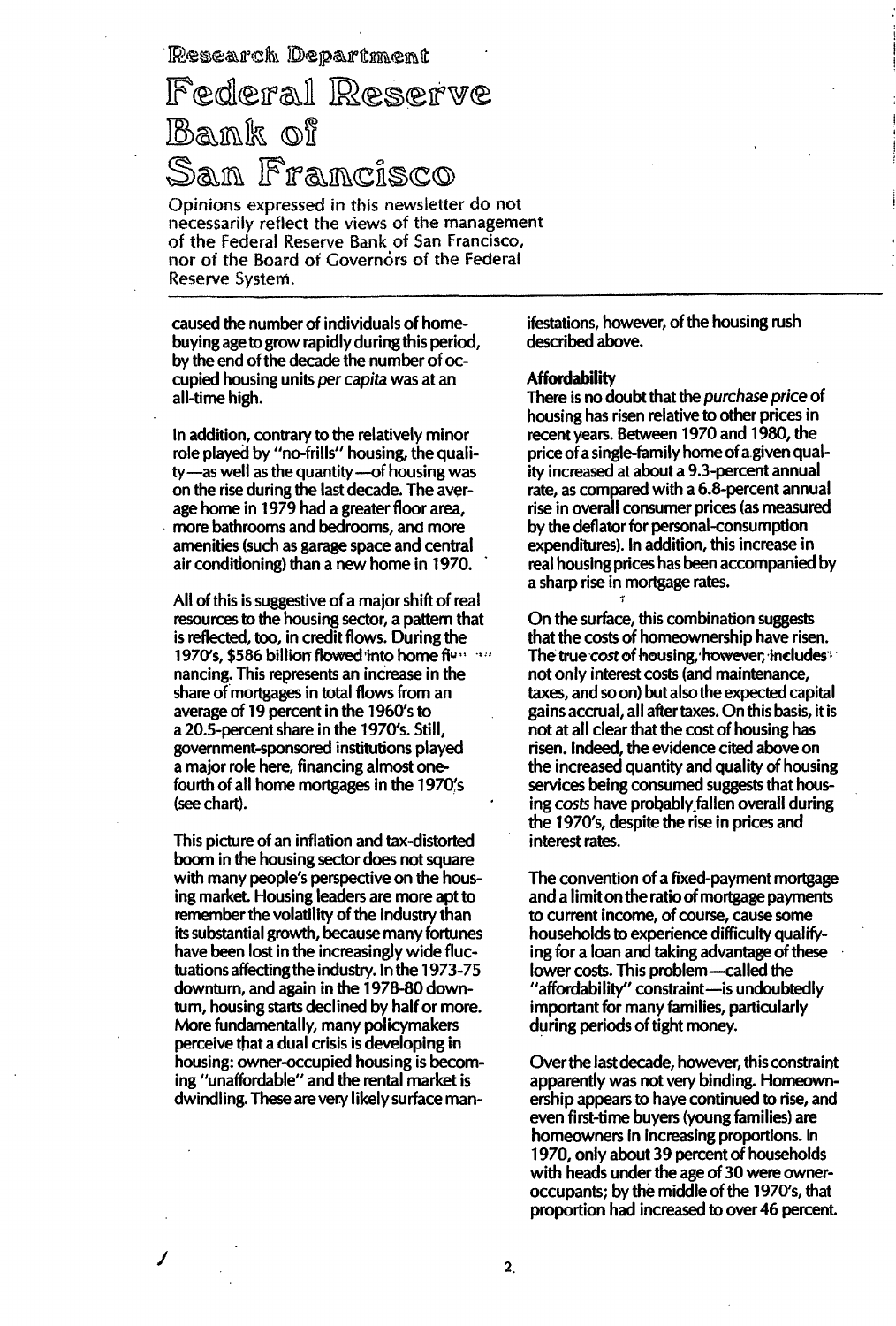Research Department

# Federal Reserve Bank of San Francisco

Opinions expressed in this newsletter do not necessarily reflect the views of the management of the Federal Reserve Bank of San Francisco, nor of the Board of Governors of the Federal Reserve System.

caused the number of individuals of home-buying age to grow rapidly during this period, by the end of the decade the number of occupied housing units *per capita* was at an all-time high.

In addition, contrary to the relatively minor role played by "no-frills" housing, the quality—as well as the quantity—of housing was on the rise during the last decade. The average home in 1979 had a greater floor area, more bathrooms and bedrooms, and more amenities (such as garage space and central air conditioning) than a new home in 1970.

All of this is suggestive of a major shift of real resources to the housing sector, a pattern that is reflected, too, in credit flows. During the 1970's, $586 billion flowed into home financing. This represents an increase in the share of mortgages in total flows from an average of 19 percent in the 1960's to a 20.5-percent share in the 1970's. Still, government-sponsored institutions played a major role here, financing almost one-fourth of all home mortgages in the 1970's (see chart).

This picture of an inflation and tax-distorted boom in the housing sector does not square with many people's perspective on the housing market. Housing leaders are more apt to remember the volatility of the industry than its substantial growth, because many fortunes have been lost in the increasingly wide fluctuations affecting the industry. In the 1973-75 downturn, and again in the 1978-80 downturn, housing starts declined by half or more. More fundamentally, many policymakers perceive that a dual crisis is developing in housing: owner-occupied housing is becoming "unaffordable" and the rental market is dwindling. These are very likely surface manifestations, however, of the housing rush described above.

**Affordability**

There is no doubt that the *purchase price* of housing has risen relative to other prices in recent years. Between 1970 and 1980, the price of a single-family home of a given quality increased at about a 9.3-percent annual rate, as compared with a 6.8-percent annual rise in overall consumer prices (as measured by the deflator for personal-consumption expenditures). In addition, this increase in real housing prices has been accompanied by a sharp rise in mortgage rates.

On the surface, this combination suggests that the costs of homeownership have risen. The true *cost* of housing, however, includes not only interest costs (and maintenance, taxes, and so on) but also the expected capital gains accrual, all after taxes. On this basis, it is not at all clear that the cost of housing has risen. Indeed, the evidence cited above on the increased quantity and quality of housing services being consumed suggests that housing *costs* have probably fallen overall during the 1970's, despite the rise in prices and interest rates.

The convention of a fixed-payment mortgage and a limit on the ratio of mortgage payments to current income, of course, cause some households to experience difficulty qualifying for a loan and taking advantage of these lower costs. This problem—called the "affordability" constraint—is undoubtedly important for many families, particularly during periods of tight money.

Over the last decade, however, this constraint apparently was not very binding. Homeownership appears to have continued to rise, and even first-time buyers (young families) are homeowners in increasing proportions. In 1970, only about 39 percent of households with heads under the age of 30 were owner-occupants; by the middle of the 1970's, that proportion had increased to over 46 percent.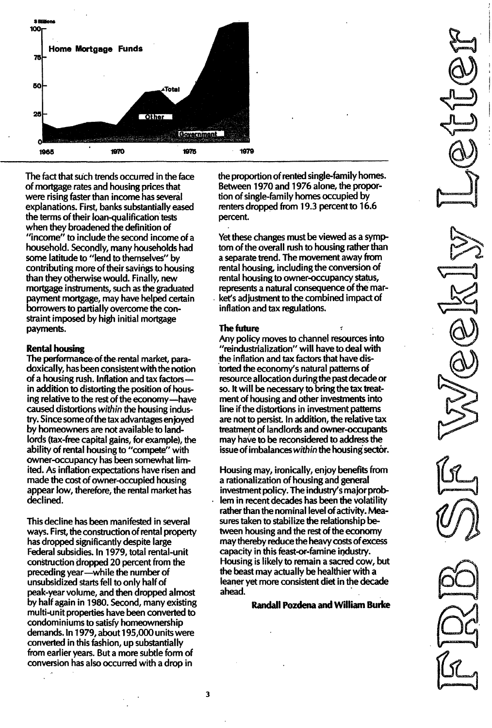$ Billions

Home Mortgage Funds

100, 75, 50, 25, 0

Total

Other

Government

1965 1970 1975 1979

The fact that such trends occurred in the face of mortgage rates and housing prices that were rising faster than income has several explanations. First, banks substantially eased the terms of their loan-qualification tests when they broadened the definition of "income" to include the second income of a household. Secondly, many households had some latitude to "lend to themselves" by contributing more of their savings to housing than they otherwise would. Finally, new mortgage instruments, such as the graduated payment mortgage, may have helped certain borrowers to partially overcome the constraint imposed by high initial mortgage payments.

**Rental housing**

The performance of the rental market, paradoxically, has been consistent with the notion of a housing rush. Inflation and tax factors—in addition to distorting the position of housing relative to the rest of the economy—have caused distortions *within* the housing industry. Since some of the tax advantages enjoyed by homeowners are not available to landlords (tax-free capital gains, for example), the ability of rental housing to "compete" with owner-occupancy has been somewhat limited. As inflation expectations have risen and made the cost of owner-occupied housing appear low, therefore, the rental market has declined.

This decline has been manifested in several ways. First, the construction of rental property has dropped significantly despite large Federal subsidies. In 1979, total rental-unit construction dropped 20 percent from the preceding year—while the number of unsubsidized starts fell to only half of peak-year volume, and then dropped almost by half again in 1980. Second, many existing multi-unit properties have been converted to condominiums to satisfy homeownership demands. In 1979, about 195,000 units were converted in this fashion, up substantially from earlier years. But a more subtle form of conversion has also occurred with a drop in the proportion of rented single-family homes. Between 1970 and 1976 alone, the proportion of single-family homes occupied by renters dropped from 19.3 percent to 16.6 percent.

Yet these changes must be viewed as a symptom of the overall rush to housing rather than a separate trend. The movement away from rental housing, including the conversion of rental housing to owner-occupancy status, represents a natural consequence of the market's adjustment to the combined impact of inflation and tax regulations.

**The future**

Any policy moves to channel resources into "reindustrialization" will have to deal with the inflation and tax factors that have distorted the economy's natural patterns of resource allocation during the past decade or so. It will be necessary to bring the tax treatment of housing and other investments into line if the distortions in investment patterns are not to persist. In addition, the relative tax treatment of landlords and owner-occupants may have to be reconsidered to address the issue of imbalances *within* the housing sector.

Housing may, ironically, enjoy benefits from a rationalization of housing and general investment policy. The industry's major problem in recent decades has been the volatility rather than the nominal level of activity. Measures taken to stabilize the relationship between housing and the rest of the economy may thereby reduce the heavy costs of excess capacity in this feast-or-famine industry. Housing is likely to remain a sacred cow, but the beast may actually be healthier with a leaner yet more consistent diet in the decade ahead.

**Randall Pozdena and William Burke**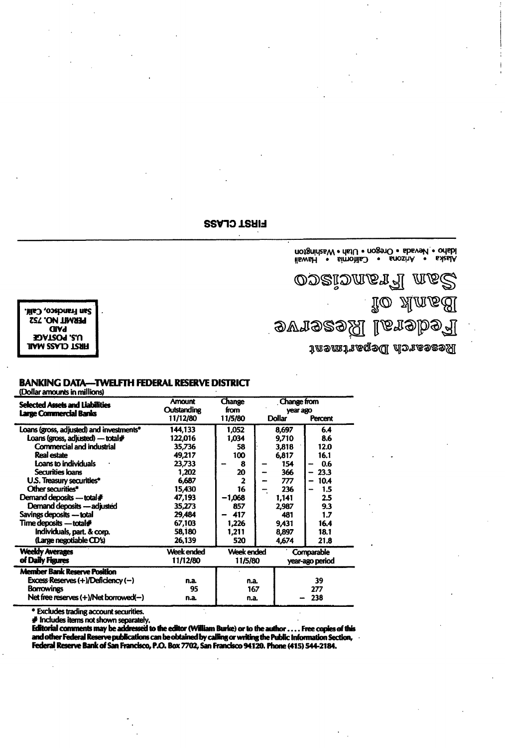FIRST CLASS

Research Department

Federal Reserve

Bank of

San Francisco

Alaska • Arizona • California • Hawaii
Idaho • Nevada • Oregon • Utah • Washington

FIRST CLASS MAIL
U.S. POSTAGE
PAID
PERMIT NO. 752
San Francisco, Calif.

## BANKING DATA—TWELFTH FEDERAL RESERVE DISTRICT

(Dollar amounts in millions)

| Selected Assets and Liabilities Large Commercial Banks | Amount Outstanding 11/12/80 | Change from 11/5/80 | Change from year ago Dollar | Change from year ago Percent |
|---|---|---|---|---|
| Loans (gross, adjusted) and investments* | 144,133 | 1,052 | 8,697 | 6.4 |
| Loans (gross, adjusted) — total# | 122,016 | 1,034 | 9,710 | 8.6 |
| Commercial and industrial | 35,736 | 58 | 3,818 | 12.0 |
| Real estate | 49,217 | 100 | 6,817 | 16.1 |
| Loans to individuals | 23,733 | – 8 | – 154 | – 0.6 |
| Securities loans | 1,202 | 20 | – 366 | – 23.3 |
| U.S. Treasury securities* | 6,687 | 2 | – 777 | – 10.4 |
| Other securities* | 15,430 | 16 | – 236 | – 1.5 |
| Demand deposits — total# | 47,193 | –1,068 | 1,141 | 2.5 |
| Demand deposits — adjusted | 35,273 | 857 | 2,987 | 9.3 |
| Savings deposits — total | 29,484 | – 417 | 481 | 1.7 |
| Time deposits — total# | 67,103 | 1,226 | 9,431 | 16.4 |
| Individuals, part. & corp. | 58,180 | 1,211 | 8,897 | 18.1 |
| (Large negotiable CD's) | 26,139 | 520 | 4,674 | 21.8 |

| Weekly Averages of Daily Figures | Week ended 11/12/80 | Week ended 11/5/80 | Comparable year-ago period |
|---|---|---|---|
| **Member Bank Reserve Position** | | | |
| Excess Reserves (+)/Deficiency (–) | n.a. | n.a. | 39 |
| Borrowings | 95 | 167 | 277 |
| Net free reserves (+)/Net borrowed(–) | n.a. | n.a. | – 238 |

\* Excludes trading account securities.
\# Includes items not shown separately.

**Editorial comments may be addressed to the editor (William Burke) or to the author . . . . Free copies of this and other Federal Reserve publications can be obtained by calling or writing the Public Information Section, Federal Reserve Bank of San Francisco, P.O. Box 7702, San Francisco 94120. Phone (415) 544-2184.**